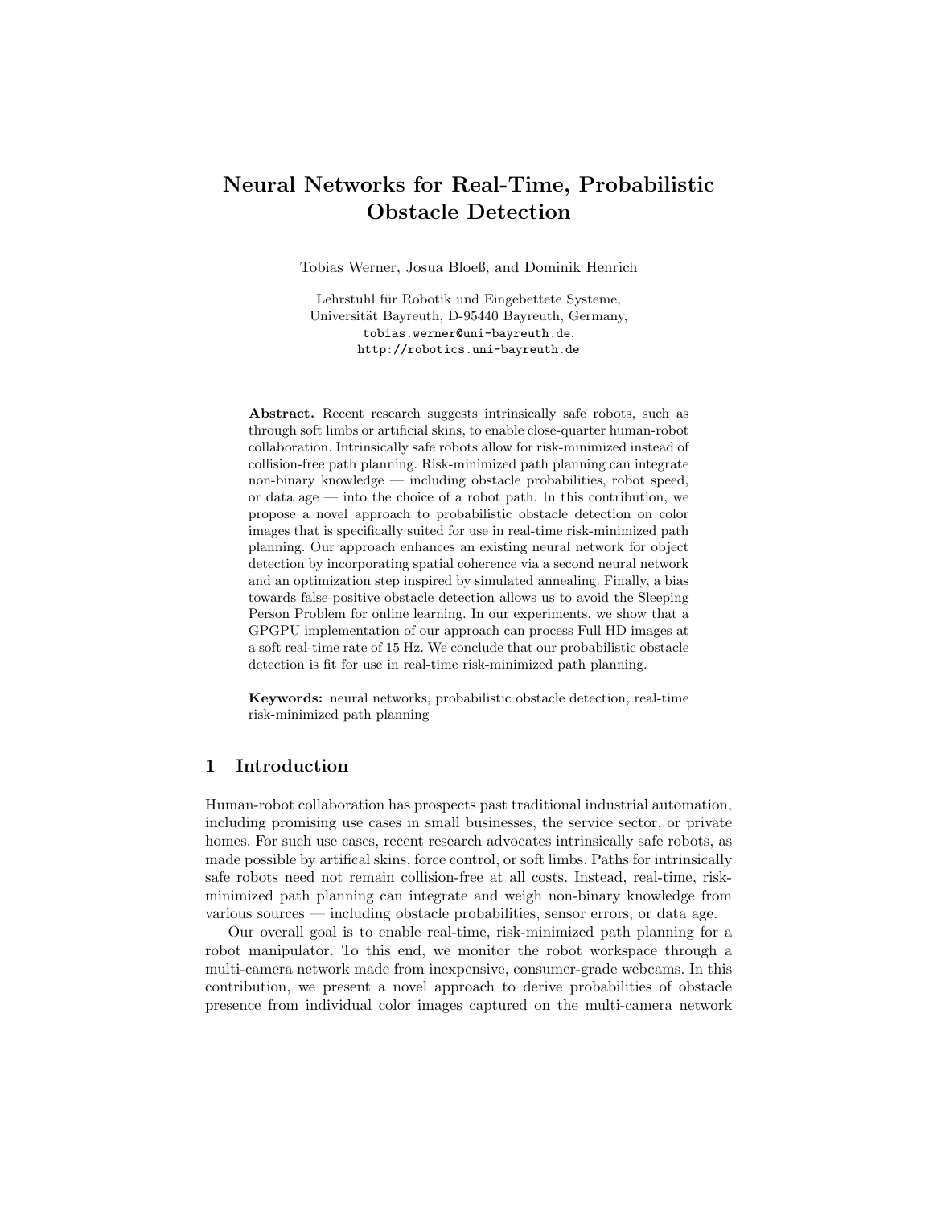# Neural Networks for Real-Time, Probabilistic Obstacle Detection

Tobias Werner, Josua Bloeß, and Dominik Henrich

Lehrstuhl für Robotik und Eingebettete Systeme,
Universität Bayreuth, D-95440 Bayreuth, Germany,
tobias.werner@uni-bayreuth.de,
http://robotics.uni-bayreuth.de

**Abstract.** Recent research suggests intrinsically safe robots, such as through soft limbs or artificial skins, to enable close-quarter human-robot collaboration. Intrinsically safe robots allow for risk-minimized instead of collision-free path planning. Risk-minimized path planning can integrate non-binary knowledge — including obstacle probabilities, robot speed, or data age — into the choice of a robot path. In this contribution, we propose a novel approach to probabilistic obstacle detection on color images that is specifically suited for use in real-time risk-minimized path planning. Our approach enhances an existing neural network for object detection by incorporating spatial coherence via a second neural network and an optimization step inspired by simulated annealing. Finally, a bias towards false-positive obstacle detection allows us to avoid the Sleeping Person Problem for online learning. In our experiments, we show that a GPGPU implementation of our approach can process Full HD images at a soft real-time rate of 15 Hz. We conclude that our probabilistic obstacle detection is fit for use in real-time risk-minimized path planning.

**Keywords:** neural networks, probabilistic obstacle detection, real-time risk-minimized path planning

## 1 Introduction

Human-robot collaboration has prospects past traditional industrial automation, including promising use cases in small businesses, the service sector, or private homes. For such use cases, recent research advocates intrinsically safe robots, as made possible by artifical skins, force control, or soft limbs. Paths for intrinsically safe robots need not remain collision-free at all costs. Instead, real-time, risk-minimized path planning can integrate and weigh non-binary knowledge from various sources — including obstacle probabilities, sensor errors, or data age.

Our overall goal is to enable real-time, risk-minimized path planning for a robot manipulator. To this end, we monitor the robot workspace through a multi-camera network made from inexpensive, consumer-grade webcams. In this contribution, we present a novel approach to derive probabilities of obstacle presence from individual color images captured on the multi-camera network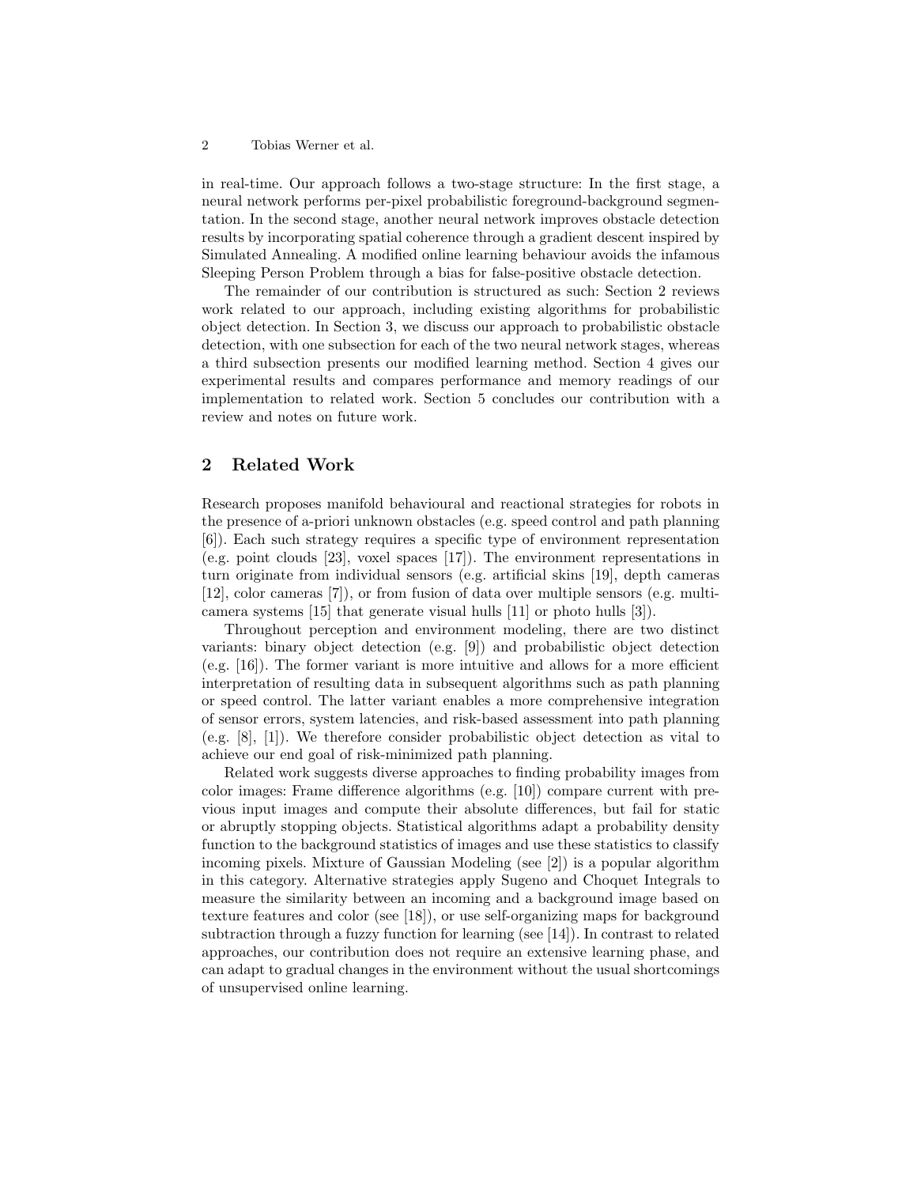in real-time. Our approach follows a two-stage structure: In the first stage, a neural network performs per-pixel probabilistic foreground-background segmentation. In the second stage, another neural network improves obstacle detection results by incorporating spatial coherence through a gradient descent inspired by Simulated Annealing. A modified online learning behaviour avoids the infamous Sleeping Person Problem through a bias for false-positive obstacle detection.

The remainder of our contribution is structured as such: Section 2 reviews work related to our approach, including existing algorithms for probabilistic object detection. In Section 3, we discuss our approach to probabilistic obstacle detection, with one subsection for each of the two neural network stages, whereas a third subsection presents our modified learning method. Section 4 gives our experimental results and compares performance and memory readings of our implementation to related work. Section 5 concludes our contribution with a review and notes on future work.

## 2 Related Work

Research proposes manifold behavioural and reactional strategies for robots in the presence of a-priori unknown obstacles (e.g. speed control and path planning [6]). Each such strategy requires a specific type of environment representation (e.g. point clouds [23], voxel spaces [17]). The environment representations in turn originate from individual sensors (e.g. artificial skins [19], depth cameras [12], color cameras [7]), or from fusion of data over multiple sensors (e.g. multi-camera systems [15] that generate visual hulls [11] or photo hulls [3]).

Throughout perception and environment modeling, there are two distinct variants: binary object detection (e.g. [9]) and probabilistic object detection (e.g. [16]). The former variant is more intuitive and allows for a more efficient interpretation of resulting data in subsequent algorithms such as path planning or speed control. The latter variant enables a more comprehensive integration of sensor errors, system latencies, and risk-based assessment into path planning (e.g. [8], [1]). We therefore consider probabilistic object detection as vital to achieve our end goal of risk-minimized path planning.

Related work suggests diverse approaches to finding probability images from color images: Frame difference algorithms (e.g. [10]) compare current with previous input images and compute their absolute differences, but fail for static or abruptly stopping objects. Statistical algorithms adapt a probability density function to the background statistics of images and use these statistics to classify incoming pixels. Mixture of Gaussian Modeling (see [2]) is a popular algorithm in this category. Alternative strategies apply Sugeno and Choquet Integrals to measure the similarity between an incoming and a background image based on texture features and color (see [18]), or use self-organizing maps for background subtraction through a fuzzy function for learning (see [14]). In contrast to related approaches, our contribution does not require an extensive learning phase, and can adapt to gradual changes in the environment without the usual shortcomings of unsupervised online learning.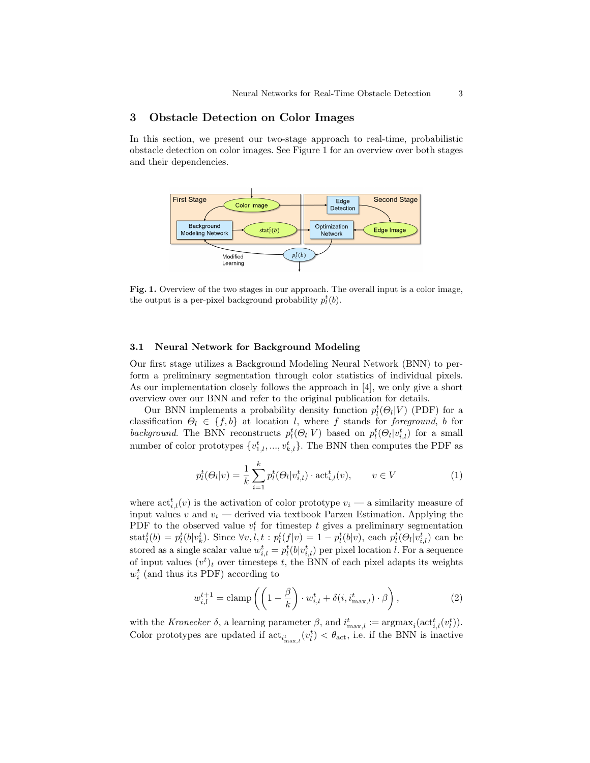## 3 Obstacle Detection on Color Images

In this section, we present our two-stage approach to real-time, probabilistic obstacle detection on color images. See Figure 1 for an overview over both stages and their dependencies.

**Fig. 1.** Overview of the two stages in our approach. The overall input is a color image, the output is a per-pixel background probability $p_l^t(b)$.

### 3.1 Neural Network for Background Modeling

Our first stage utilizes a Background Modeling Neural Network (BNN) to perform a preliminary segmentation through color statistics of individual pixels. As our implementation closely follows the approach in [4], we only give a short overview over our BNN and refer to the original publication for details.

Our BNN implements a probability density function $p_l^t(\Theta_l|V)$ (PDF) for a classification $\Theta_l \in \{f, b\}$ at location $l$, where $f$ stands for *foreground*, $b$ for *background*. The BNN reconstructs $p_l^t(\Theta_l|V)$ based on $p_l^t(\Theta_l|v_{i,l}^t)$ for a small number of color prototypes $\{v_{1,l}^t, ..., v_{k,l}^t\}$. The BNN then computes the PDF as

$$p_l^t(\Theta_l|v) = \frac{1}{k} \sum_{i=1}^{k} p_l^t(\Theta_l|v_{i,l}^t) \cdot \text{act}_{i,l}^t(v), \qquad v \in V \tag{1}$$

where $\text{act}_{i,l}^t(v)$ is the activation of color prototype $v_i$ — a similarity measure of input values $v$ and $v_i$ — derived via textbook Parzen Estimation. Applying the PDF to the observed value $v_l^t$ for timestep $t$ gives a preliminary segmentation $\text{stat}_l^t(b) = p_l^t(b|v_k^t)$. Since $\forall v, l, t : p_l^t(f|v) = 1 - p_l^t(b|v)$, each $p_l^t(\Theta_l|v_{i,l}^t)$ can be stored as a single scalar value $w_{i,l}^t = p_l^t(b|v_{i,l}^t)$ per pixel location $l$. For a sequence of input values $(v^t)_t$ over timesteps $t$, the BNN of each pixel adapts its weights $w_i^t$ (and thus its PDF) according to

$$w_{i,l}^{t+1} = \text{clamp}\left(\left(1 - \frac{\beta}{k}\right) \cdot w_{i,l}^t + \delta(i, i_{\text{max},l}^t) \cdot \beta\right), \tag{2}$$

with the *Kronecker* $\delta$, a learning parameter $\beta$, and $i_{\text{max},l}^t := \text{argmax}_i(\text{act}_{i,l}^t(v_l^t))$. Color prototypes are updated if $\text{act}_{i_{\text{max},l}^t}(v_l^t) < \theta_{\text{act}}$, i.e. if the BNN is inactive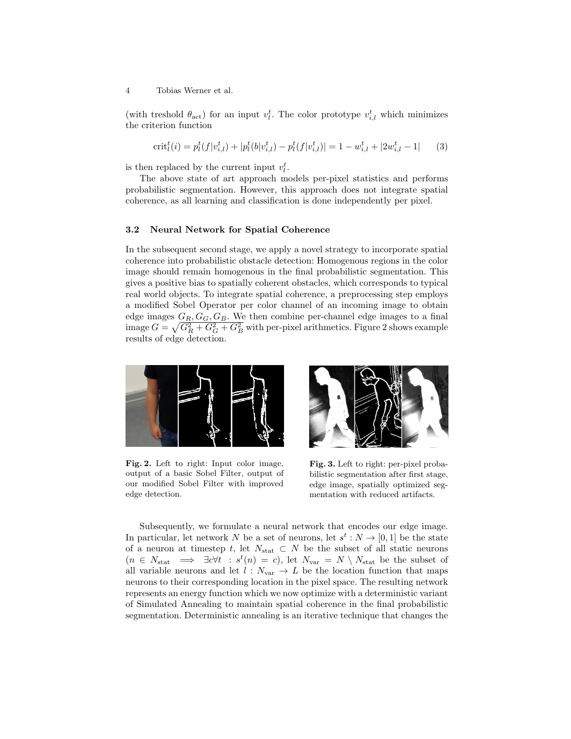(with treshold $\theta_{\text{act}}$) for an input $v_l^t$. The color prototype $v_{i,l}^t$ which minimizes the criterion function

$$\text{crit}_l^t(i) = p_l^t(f|v_{i,l}^t) + |p_l^t(b|v_{i,l}^t) - p_l^t(f|v_{i,l}^t)| = 1 - w_{i,l}^t + |2w_{i,l}^t - 1| \tag{3}$$

is then replaced by the current input $v_l^t$.

The above state of art approach models per-pixel statistics and performs probabilistic segmentation. However, this approach does not integrate spatial coherence, as all learning and classification is done independently per pixel.

### 3.2 Neural Network for Spatial Coherence

In the subsequent second stage, we apply a novel strategy to incorporate spatial coherence into probabilistic obstacle detection: Homogenous regions in the color image should remain homogenous in the final probabilistic segmentation. This gives a positive bias to spatially coherent obstacles, which corresponds to typical real world objects. To integrate spatial coherence, a preprocessing step employs a modified Sobel Operator per color channel of an incoming image to obtain edge images $G_R, G_G, G_B$. We then combine per-channel edge images to a final image $G = \sqrt{G_R^2 + G_G^2 + G_B^2}$ with per-pixel arithmetics. Figure 2 shows example results of edge detection.

**Fig. 2.** Left to right: Input color image, output of a basic Sobel Filter, output of our modified Sobel Filter with improved edge detection.

**Fig. 3.** Left to right: per-pixel probabilistic segmentation after first stage, edge image, spatially optimized segmentation with reduced artifacts.

Subsequently, we formulate a neural network that encodes our edge image. In particular, let network $N$ be a set of neurons, let $s^t : N \to [0, 1]$ be the state of a neuron at timestep $t$, let $N_{\text{stat}} \subset N$ be the subset of all static neurons ($n \in N_{\text{stat}} \implies \exists c \forall t : s^t(n) = c$), let $N_{\text{var}} = N \setminus N_{\text{stat}}$ be the subset of all variable neurons and let $l : N_{\text{var}} \to L$ be the location function that maps neurons to their corresponding location in the pixel space. The resulting network represents an energy function which we now optimize with a deterministic variant of Simulated Annealing to maintain spatial coherence in the final probabilistic segmentation. Deterministic annealing is an iterative technique that changes the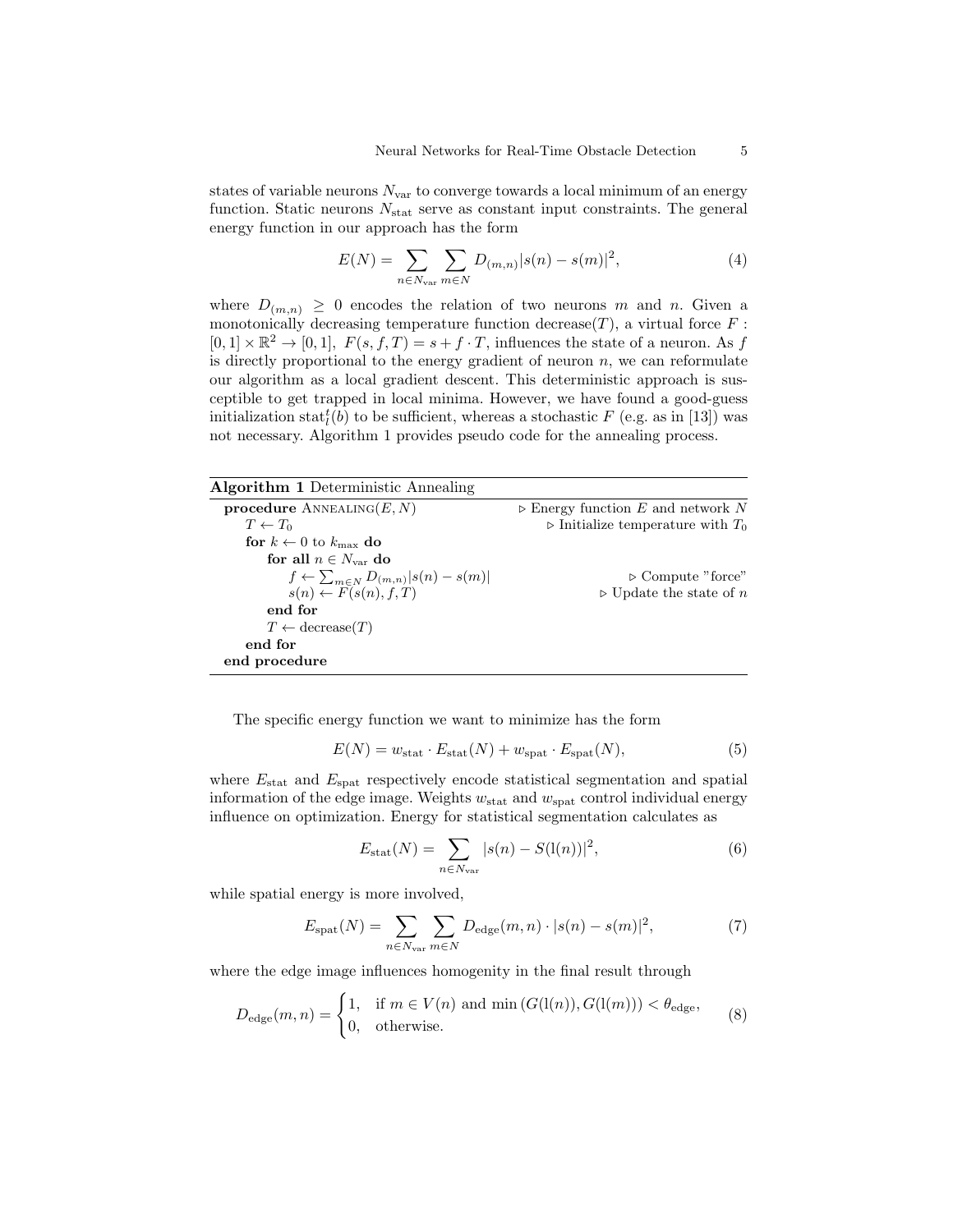states of variable neurons $N_{\text{var}}$ to converge towards a local minimum of an energy function. Static neurons $N_{\text{stat}}$ serve as constant input constraints. The general energy function in our approach has the form

$$E(N) = \sum_{n \in N_{\text{var}}} \sum_{m \in N} D_{(m,n)} |s(n) - s(m)|^2, \tag{4}$$

where $D_{(m,n)} \geq 0$ encodes the relation of two neurons $m$ and $n$. Given a monotonically decreasing temperature function decrease$(T)$, a virtual force $F : [0,1] \times \mathbb{R}^2 \rightarrow [0,1]$, $F(s, f, T) = s + f \cdot T$, influences the state of a neuron. As $f$ is directly proportional to the energy gradient of neuron $n$, we can reformulate our algorithm as a local gradient descent. This deterministic approach is susceptible to get trapped in local minima. However, we have found a good-guess initialization $\text{stat}_l^t(b)$ to be sufficient, whereas a stochastic $F$ (e.g. as in [13]) was not necessary. Algorithm 1 provides pseudo code for the annealing process.

**Algorithm 1** Deterministic Annealing

```
procedure ANNEALING(E, N)                      ▷ Energy function E and network N
    T ← T_0                                    ▷ Initialize temperature with T_0
    for k ← 0 to k_max do
        for all n ∈ N_var do
            f ← Σ_{m∈N} D_(m,n) |s(n) − s(m)|  ▷ Compute "force"
            s(n) ← F(s(n), f, T)               ▷ Update the state of n
        end for
        T ← decrease(T)
    end for
end procedure
```

The specific energy function we want to minimize has the form

$$E(N) = w_{\text{stat}} \cdot E_{\text{stat}}(N) + w_{\text{spat}} \cdot E_{\text{spat}}(N), \tag{5}$$

where $E_{\text{stat}}$ and $E_{\text{spat}}$ respectively encode statistical segmentation and spatial information of the edge image. Weights $w_{\text{stat}}$ and $w_{\text{spat}}$ control individual energy influence on optimization. Energy for statistical segmentation calculates as

$$E_{\text{stat}}(N) = \sum_{n \in N_{\text{var}}} |s(n) - S(\text{l}(n))|^2, \tag{6}$$

while spatial energy is more involved,

$$E_{\text{spat}}(N) = \sum_{n \in N_{\text{var}}} \sum_{m \in N} D_{\text{edge}}(m, n) \cdot |s(n) - s(m)|^2, \tag{7}$$

where the edge image influences homogenity in the final result through

$$D_{\text{edge}}(m, n) = \begin{cases} 1, & \text{if } m \in V(n) \text{ and } \min\left(G(\text{l}(n)), G(\text{l}(m))\right) < \theta_{\text{edge}}, \\ 0, & \text{otherwise.} \end{cases} \tag{8}$$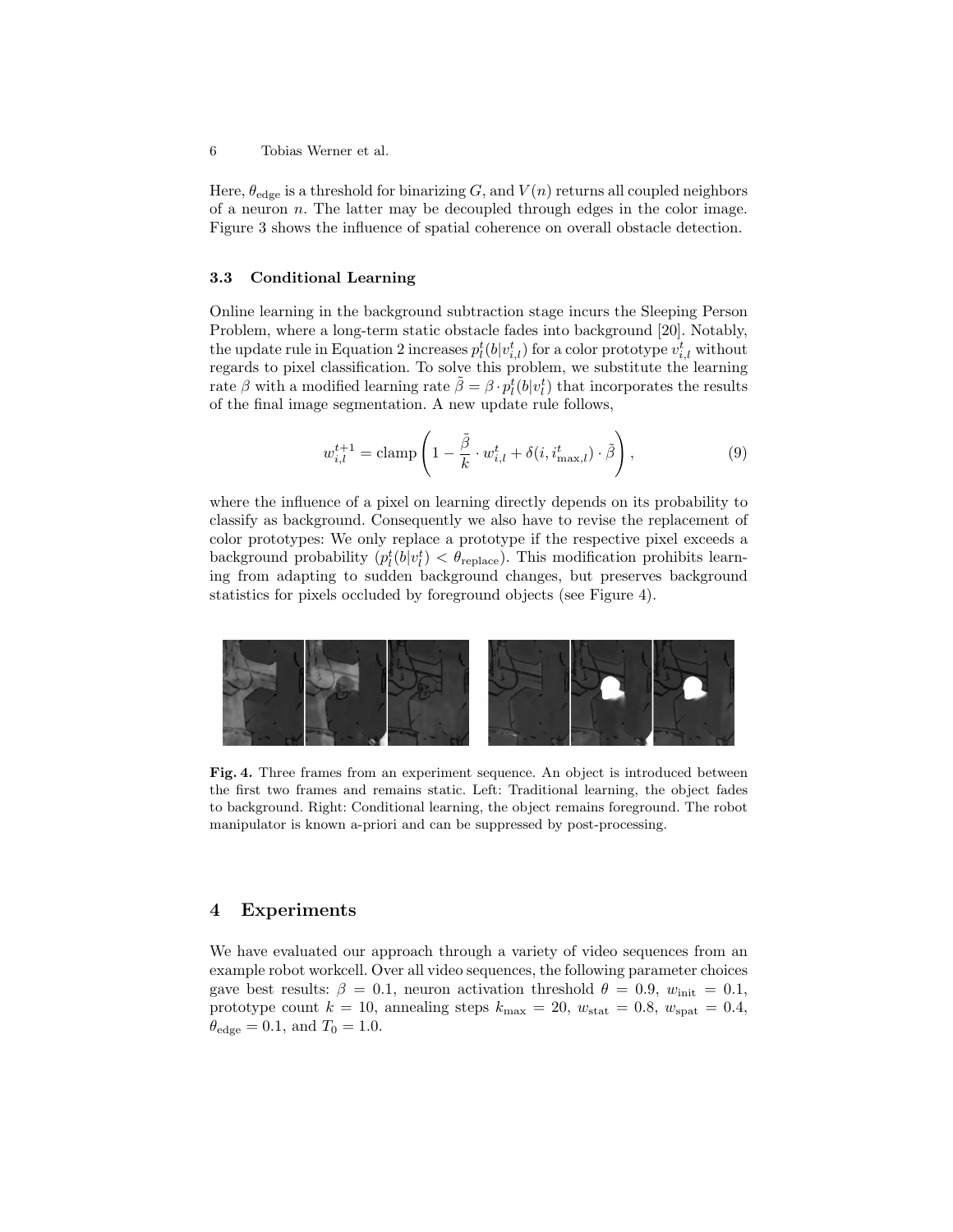Here, $\theta_{\text{edge}}$ is a threshold for binarizing $G$, and $V(n)$ returns all coupled neighbors of a neuron $n$. The latter may be decoupled through edges in the color image. Figure 3 shows the influence of spatial coherence on overall obstacle detection.

### 3.3 Conditional Learning

Online learning in the background subtraction stage incurs the Sleeping Person Problem, where a long-term static obstacle fades into background [20]. Notably, the update rule in Equation 2 increases $p_l^t(b|v_{i,l}^t)$ for a color prototype $v_{i,l}^t$ without regards to pixel classification. To solve this problem, we substitute the learning rate $\beta$ with a modified learning rate $\tilde{\beta} = \beta \cdot p_l^t(b|v_l^t)$ that incorporates the results of the final image segmentation. A new update rule follows,

$$w_{i,l}^{t+1} = \text{clamp}\left(1 - \frac{\tilde{\beta}}{k} \cdot w_{i,l}^t + \delta(i, i_{\max,l}^t) \cdot \tilde{\beta}\right), \tag{9}$$

where the influence of a pixel on learning directly depends on its probability to classify as background. Consequently we also have to revise the replacement of color prototypes: We only replace a prototype if the respective pixel exceeds a background probability ($p_l^t(b|v_l^t) < \theta_{\text{replace}}$). This modification prohibits learning from adapting to sudden background changes, but preserves background statistics for pixels occluded by foreground objects (see Figure 4).

**Fig. 4.** Three frames from an experiment sequence. An object is introduced between the first two frames and remains static. Left: Traditional learning, the object fades to background. Right: Conditional learning, the object remains foreground. The robot manipulator is known a-priori and can be suppressed by post-processing.

## 4 Experiments

We have evaluated our approach through a variety of video sequences from an example robot workcell. Over all video sequences, the following parameter choices gave best results: $\beta = 0.1$, neuron activation threshold $\theta = 0.9$, $w_{\text{init}} = 0.1$, prototype count $k = 10$, annealing steps $k_{\max} = 20$, $w_{\text{stat}} = 0.8$, $w_{\text{spat}} = 0.4$, $\theta_{\text{edge}} = 0.1$, and $T_0 = 1.0$.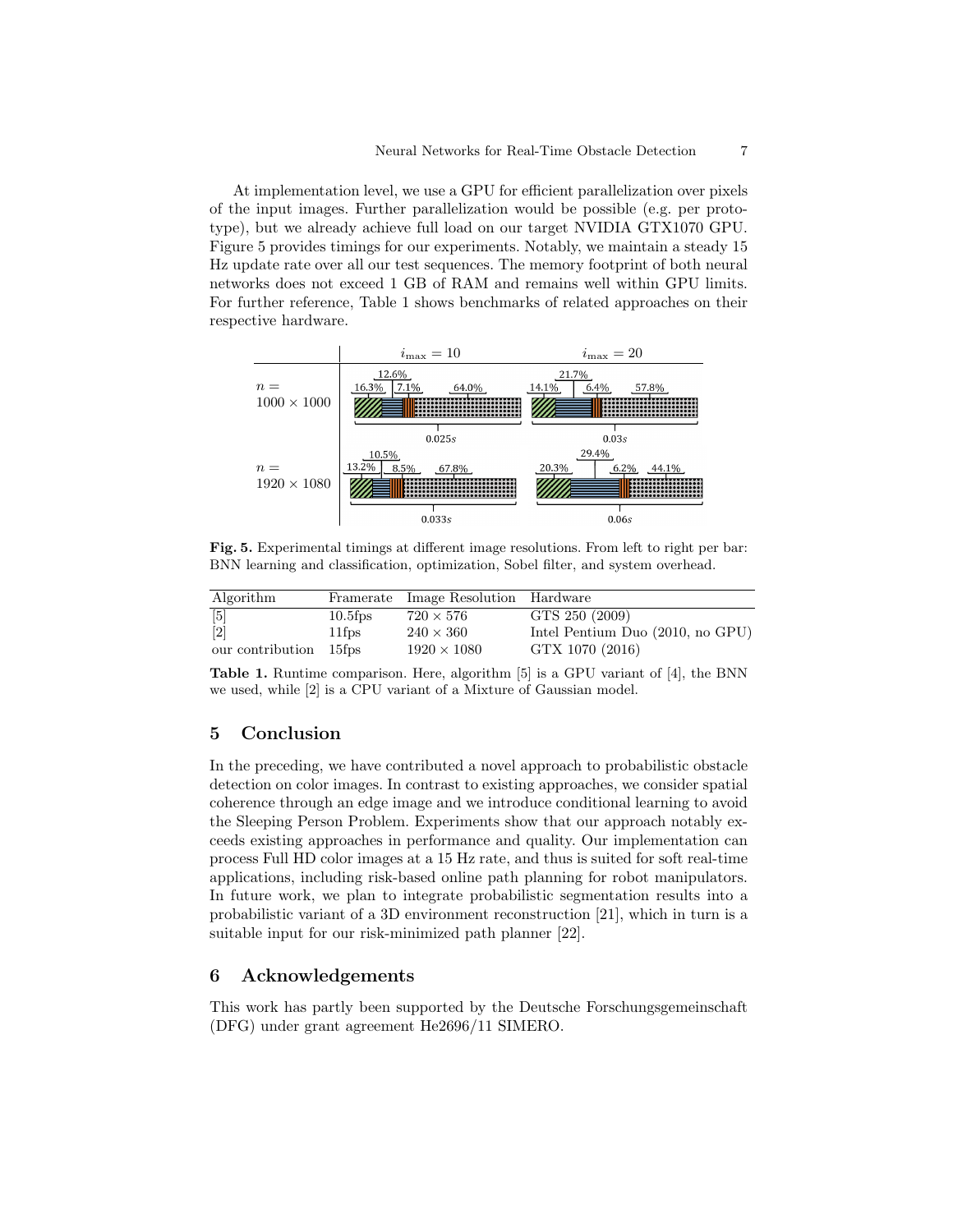At implementation level, we use a GPU for efficient parallelization over pixels of the input images. Further parallelization would be possible (e.g. per prototype), but we already achieve full load on our target NVIDIA GTX1070 GPU. Figure 5 provides timings for our experiments. Notably, we maintain a steady 15 Hz update rate over all our test sequences. The memory footprint of both neural networks does not exceed 1 GB of RAM and remains well within GPU limits. For further reference, Table 1 shows benchmarks of related approaches on their respective hardware.

| | $i_{\max} = 10$ | $i_{\max} = 20$ |
|---|---|---|
| $n = 1000 \times 1000$ | 16.3%, 12.6%, 7.1%, 64.0% — 0.025$s$ | 14.1%, 21.7%, 6.4%, 57.8% — 0.03$s$ |
| $n = 1920 \times 1080$ | 13.2%, 10.5%, 8.5%, 67.8% — 0.033$s$ | 20.3%, 29.4%, 6.2%, 44.1% — 0.06$s$ |

**Fig. 5.** Experimental timings at different image resolutions. From left to right per bar: BNN learning and classification, optimization, Sobel filter, and system overhead.

| Algorithm | Framerate | Image Resolution | Hardware |
|---|---|---|---|
| [5] | 10.5fps | $720 \times 576$ | GTS 250 (2009) |
| [2] | 11fps | $240 \times 360$ | Intel Pentium Duo (2010, no GPU) |
| our contribution | 15fps | $1920 \times 1080$ | GTX 1070 (2016) |

**Table 1.** Runtime comparison. Here, algorithm [5] is a GPU variant of [4], the BNN we used, while [2] is a CPU variant of a Mixture of Gaussian model.

## 5 Conclusion

In the preceding, we have contributed a novel approach to probabilistic obstacle detection on color images. In contrast to existing approaches, we consider spatial coherence through an edge image and we introduce conditional learning to avoid the Sleeping Person Problem. Experiments show that our approach notably exceeds existing approaches in performance and quality. Our implementation can process Full HD color images at a 15 Hz rate, and thus is suited for soft real-time applications, including risk-based online path planning for robot manipulators. In future work, we plan to integrate probabilistic segmentation results into a probabilistic variant of a 3D environment reconstruction [21], which in turn is a suitable input for our risk-minimized path planner [22].

## 6 Acknowledgements

This work has partly been supported by the Deutsche Forschungsgemeinschaft (DFG) under grant agreement He2696/11 SIMERO.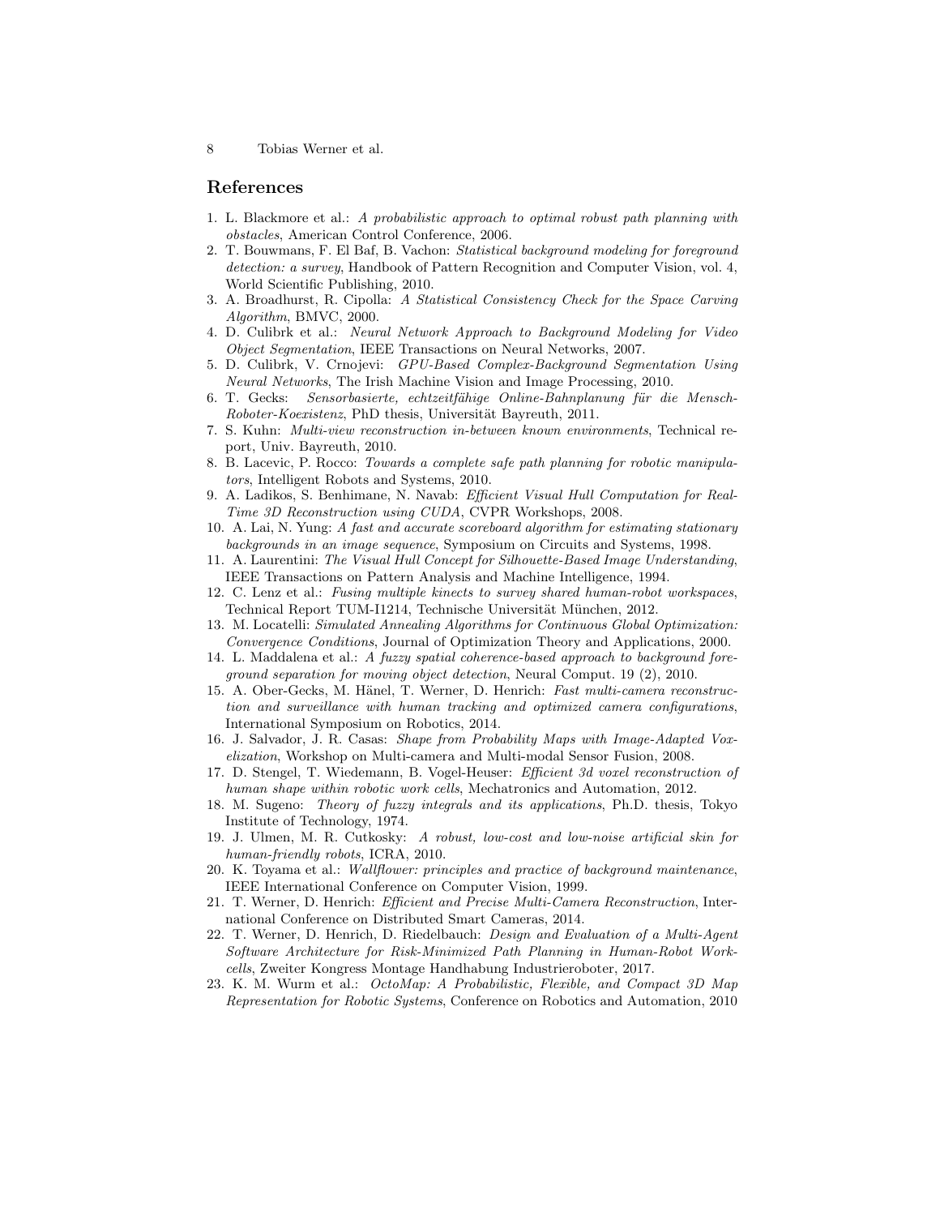## References

1. L. Blackmore et al.: *A probabilistic approach to optimal robust path planning with obstacles*, American Control Conference, 2006.
2. T. Bouwmans, F. El Baf, B. Vachon: *Statistical background modeling for foreground detection: a survey*, Handbook of Pattern Recognition and Computer Vision, vol. 4, World Scientific Publishing, 2010.
3. A. Broadhurst, R. Cipolla: *A Statistical Consistency Check for the Space Carving Algorithm*, BMVC, 2000.
4. D. Culibrk et al.: *Neural Network Approach to Background Modeling for Video Object Segmentation*, IEEE Transactions on Neural Networks, 2007.
5. D. Culibrk, V. Crnojevi: *GPU-Based Complex-Background Segmentation Using Neural Networks*, The Irish Machine Vision and Image Processing, 2010.
6. T. Gecks: *Sensorbasierte, echtzeitfähige Online-Bahnplanung für die Mensch-Roboter-Koexistenz*, PhD thesis, Universität Bayreuth, 2011.
7. S. Kuhn: *Multi-view reconstruction in-between known environments*, Technical report, Univ. Bayreuth, 2010.
8. B. Lacevic, P. Rocco: *Towards a complete safe path planning for robotic manipulators*, Intelligent Robots and Systems, 2010.
9. A. Ladikos, S. Benhimane, N. Navab: *Efficient Visual Hull Computation for Real-Time 3D Reconstruction using CUDA*, CVPR Workshops, 2008.
10. A. Lai, N. Yung: *A fast and accurate scoreboard algorithm for estimating stationary backgrounds in an image sequence*, Symposium on Circuits and Systems, 1998.
11. A. Laurentini: *The Visual Hull Concept for Silhouette-Based Image Understanding*, IEEE Transactions on Pattern Analysis and Machine Intelligence, 1994.
12. C. Lenz et al.: *Fusing multiple kinects to survey shared human-robot workspaces*, Technical Report TUM-I1214, Technische Universität München, 2012.
13. M. Locatelli: *Simulated Annealing Algorithms for Continuous Global Optimization: Convergence Conditions*, Journal of Optimization Theory and Applications, 2000.
14. L. Maddalena et al.: *A fuzzy spatial coherence-based approach to background foreground separation for moving object detection*, Neural Comput. 19 (2), 2010.
15. A. Ober-Gecks, M. Hänel, T. Werner, D. Henrich: *Fast multi-camera reconstruction and surveillance with human tracking and optimized camera configurations*, International Symposium on Robotics, 2014.
16. J. Salvador, J. R. Casas: *Shape from Probability Maps with Image-Adapted Voxelization*, Workshop on Multi-camera and Multi-modal Sensor Fusion, 2008.
17. D. Stengel, T. Wiedemann, B. Vogel-Heuser: *Efficient 3d voxel reconstruction of human shape within robotic work cells*, Mechatronics and Automation, 2012.
18. M. Sugeno: *Theory of fuzzy integrals and its applications*, Ph.D. thesis, Tokyo Institute of Technology, 1974.
19. J. Ulmen, M. R. Cutkosky: *A robust, low-cost and low-noise artificial skin for human-friendly robots*, ICRA, 2010.
20. K. Toyama et al.: *Wallflower: principles and practice of background maintenance*, IEEE International Conference on Computer Vision, 1999.
21. T. Werner, D. Henrich: *Efficient and Precise Multi-Camera Reconstruction*, International Conference on Distributed Smart Cameras, 2014.
22. T. Werner, D. Henrich, D. Riedelbauch: *Design and Evaluation of a Multi-Agent Software Architecture for Risk-Minimized Path Planning in Human-Robot Workcells*, Zweiter Kongress Montage Handhabung Industrieroboter, 2017.
23. K. M. Wurm et al.: *OctoMap: A Probabilistic, Flexible, and Compact 3D Map Representation for Robotic Systems*, Conference on Robotics and Automation, 2010